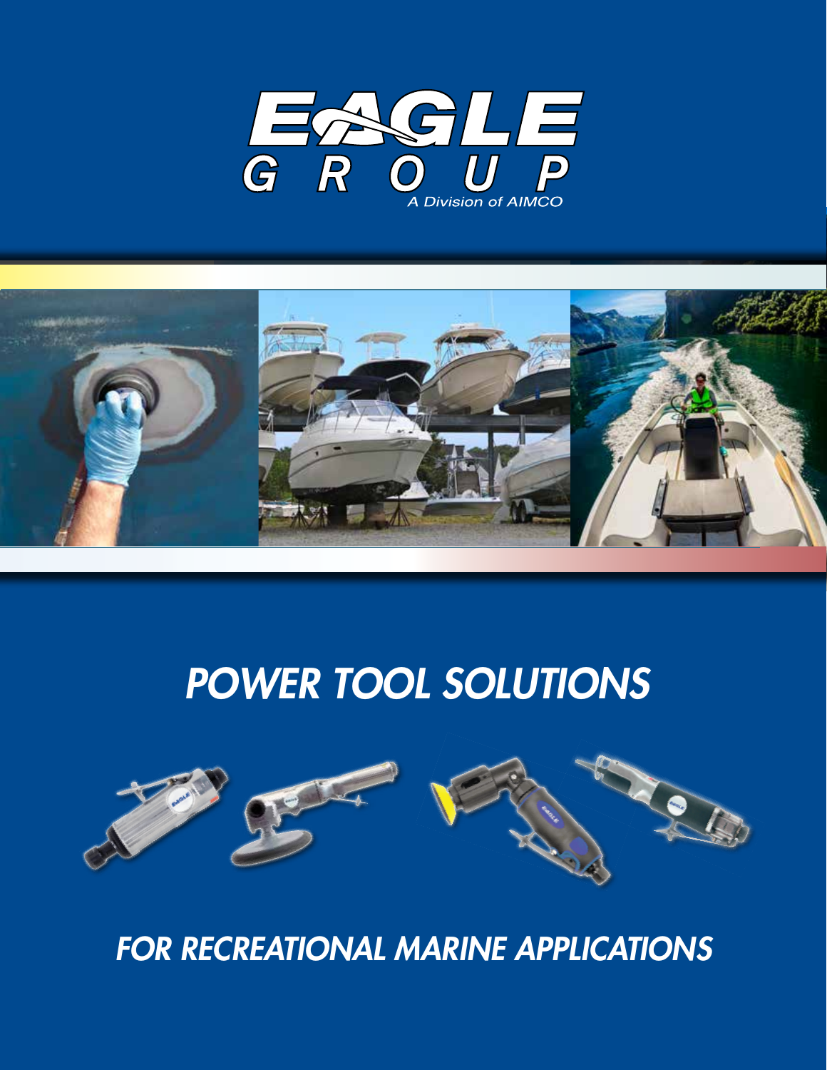# EAGLE GROUP

A Division of AIMCO

## POWER TOOL SOLUTIONS

## FOR RECREATIONAL MARINE APPLICATIONS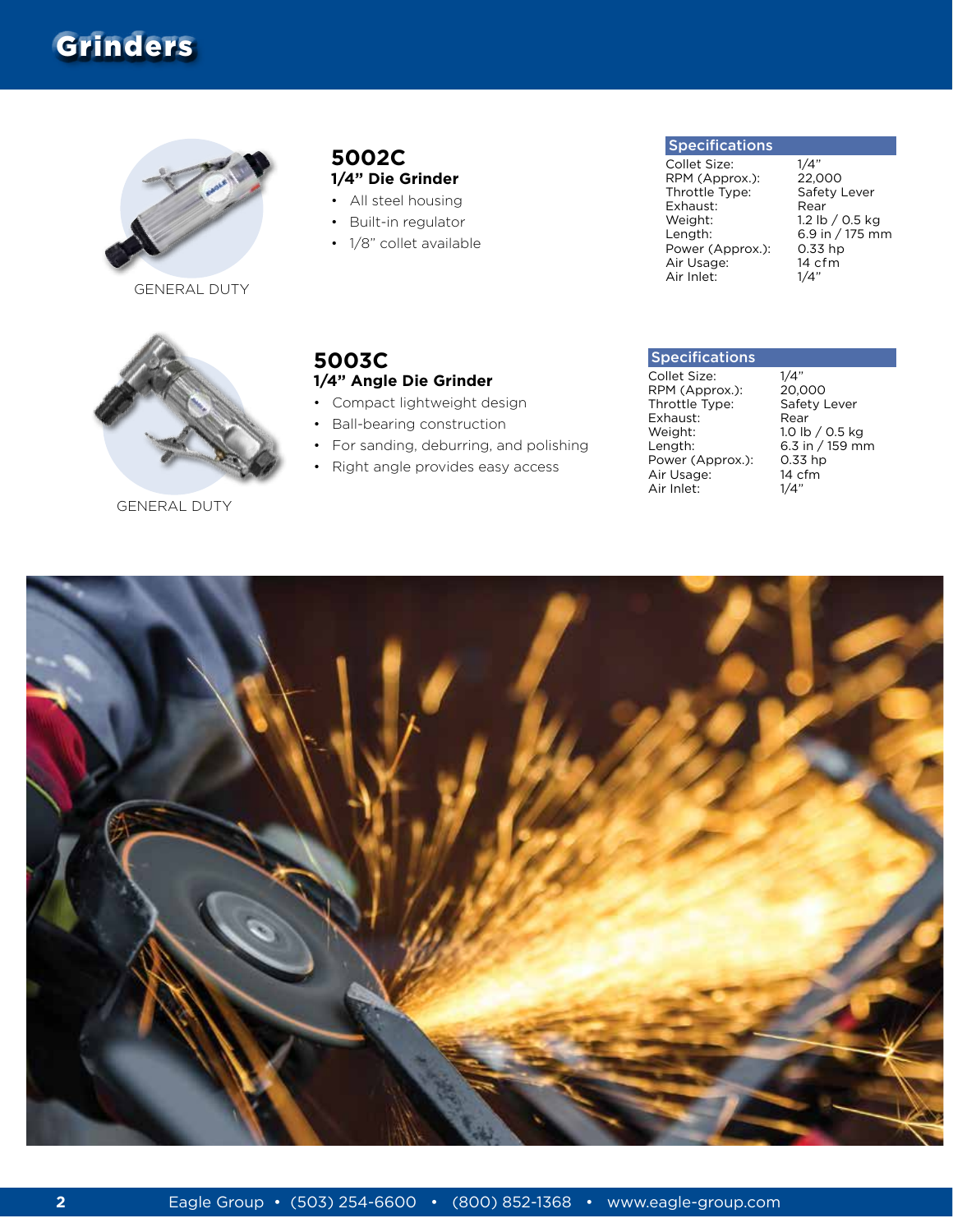# Grinders

GENERAL DUTY

## 5002C

### 1/4" Die Grinder

- All steel housing
- Built-in regulator
- 1/8" collet available

| Specifications | |
|---|---|
| Collet Size: | 1/4" |
| RPM (Approx.): | 22,000 |
| Throttle Type: | Safety Lever |
| Exhaust: | Rear |
| Weight: | 1.2 lb / 0.5 kg |
| Length: | 6.9 in / 175 mm |
| Power (Approx.): | 0.33 hp |
| Air Usage: | 14 cfm |
| Air Inlet: | 1/4" |

GENERAL DUTY

## 5003C

### 1/4" Angle Die Grinder

- Compact lightweight design
- Ball-bearing construction
- For sanding, deburring, and polishing
- Right angle provides easy access

| Specifications | |
|---|---|
| Collet Size: | 1/4" |
| RPM (Approx.): | 20,000 |
| Throttle Type: | Safety Lever |
| Exhaust: | Rear |
| Weight: | 1.0 lb / 0.5 kg |
| Length: | 6.3 in / 159 mm |
| Power (Approx.): | 0.33 hp |
| Air Usage: | 14 cfm |
| Air Inlet: | 1/4" |

Eagle Group • (503) 254-6600 • (800) 852-1368 • www.eagle-group.com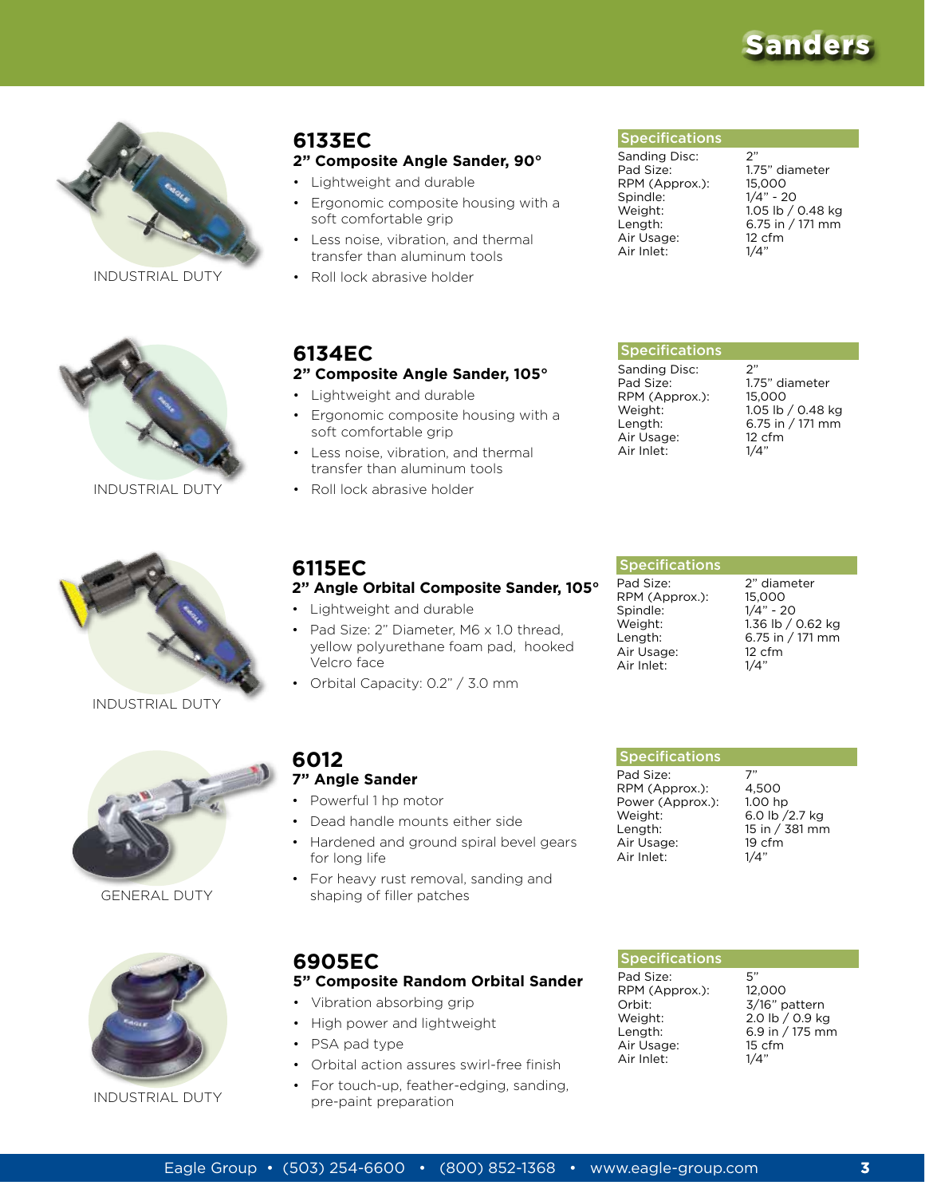# Sanders

## 6133EC

### 2" Composite Angle Sander, 90°

INDUSTRIAL DUTY

- Lightweight and durable
- Ergonomic composite housing with a soft comfortable grip
- Less noise, vibration, and thermal transfer than aluminum tools
- Roll lock abrasive holder

| Specifications | |
|---|---|
| Sanding Disc: | 2" |
| Pad Size: | 1.75" diameter |
| RPM (Approx.): | 15,000 |
| Spindle: | 1/4" - 20 |
| Weight: | 1.05 lb / 0.48 kg |
| Length: | 6.75 in / 171 mm |
| Air Usage: | 12 cfm |
| Air Inlet: | 1/4" |

## 6134EC

### 2" Composite Angle Sander, 105°

INDUSTRIAL DUTY

- Lightweight and durable
- Ergonomic composite housing with a soft comfortable grip
- Less noise, vibration, and thermal transfer than aluminum tools
- Roll lock abrasive holder

| Specifications | |
|---|---|
| Sanding Disc: | 2" |
| Pad Size: | 1.75" diameter |
| RPM (Approx.): | 15,000 |
| Weight: | 1.05 lb / 0.48 kg |
| Length: | 6.75 in / 171 mm |
| Air Usage: | 12 cfm |
| Air Inlet: | 1/4" |

## 6115EC

### 2" Angle Orbital Composite Sander, 105°

INDUSTRIAL DUTY

- Lightweight and durable
- Pad Size: 2" Diameter, M6 x 1.0 thread, yellow polyurethane foam pad, hooked Velcro face
- Orbital Capacity: 0.2" / 3.0 mm

| Specifications | |
|---|---|
| Pad Size: | 2" diameter |
| RPM (Approx.): | 15,000 |
| Spindle: | 1/4" - 20 |
| Weight: | 1.36 lb / 0.62 kg |
| Length: | 6.75 in / 171 mm |
| Air Usage: | 12 cfm |
| Air Inlet: | 1/4" |

## 6012

### 7" Angle Sander

GENERAL DUTY

- Powerful 1 hp motor
- Dead handle mounts either side
- Hardened and ground spiral bevel gears for long life
- For heavy rust removal, sanding and shaping of filler patches

| Specifications | |
|---|---|
| Pad Size: | 7" |
| RPM (Approx.): | 4,500 |
| Power (Approx.): | 1.00 hp |
| Weight: | 6.0 lb /2.7 kg |
| Length: | 15 in / 381 mm |
| Air Usage: | 19 cfm |
| Air Inlet: | 1/4" |

## 6905EC

### 5" Composite Random Orbital Sander

INDUSTRIAL DUTY

- Vibration absorbing grip
- High power and lightweight
- PSA pad type
- Orbital action assures swirl-free finish
- For touch-up, feather-edging, sanding, pre-paint preparation

| Specifications | |
|---|---|
| Pad Size: | 5" |
| RPM (Approx.): | 12,000 |
| Orbit: | 3/16" pattern |
| Weight: | 2.0 lb / 0.9 kg |
| Length: | 6.9 in / 175 mm |
| Air Usage: | 15 cfm |
| Air Inlet: | 1/4" |

Eagle Group • (503) 254-6600 • (800) 852-1368 • www.eagle-group.com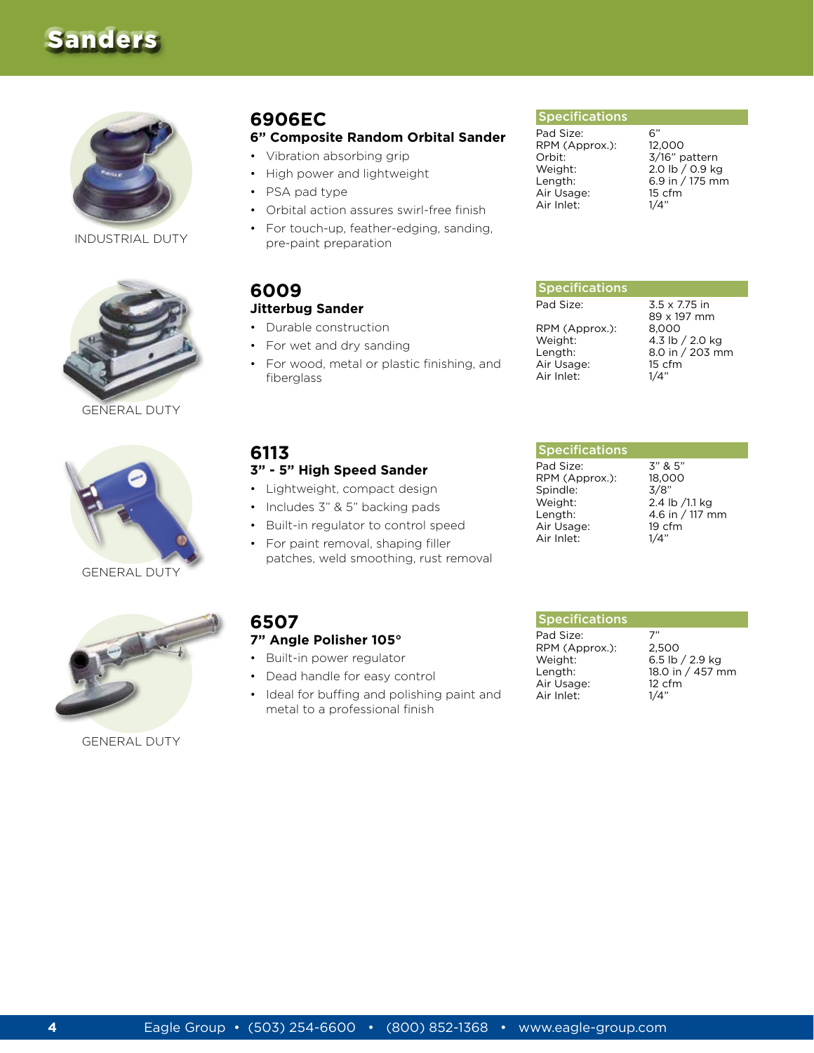# Sanders

## 6906EC

### 6" Composite Random Orbital Sander

INDUSTRIAL DUTY

- Vibration absorbing grip
- High power and lightweight
- PSA pad type
- Orbital action assures swirl-free finish
- For touch-up, feather-edging, sanding, pre-paint preparation

| Specifications | |
|---|---|
| Pad Size: | 6" |
| RPM (Approx.): | 12,000 |
| Orbit: | 3/16" pattern |
| Weight: | 2.0 lb / 0.9 kg |
| Length: | 6.9 in / 175 mm |
| Air Usage: | 15 cfm |
| Air Inlet: | 1/4" |

## 6009

### Jitterbug Sander

GENERAL DUTY

- Durable construction
- For wet and dry sanding
- For wood, metal or plastic finishing, and fiberglass

| Specifications | |
|---|---|
| Pad Size: | 3.5 x 7.75 in<br>89 x 197 mm |
| RPM (Approx.): | 8,000 |
| Weight: | 4.3 lb / 2.0 kg |
| Length: | 8.0 in / 203 mm |
| Air Usage: | 15 cfm |
| Air Inlet: | 1/4" |

## 6113

### 3" - 5" High Speed Sander

GENERAL DUTY

- Lightweight, compact design
- Includes 3" & 5" backing pads
- Built-in regulator to control speed
- For paint removal, shaping filler patches, weld smoothing, rust removal

| Specifications | |
|---|---|
| Pad Size: | 3" & 5" |
| RPM (Approx.): | 18,000 |
| Spindle: | 3/8" |
| Weight: | 2.4 lb /1.1 kg |
| Length: | 4.6 in / 117 mm |
| Air Usage: | 19 cfm |
| Air Inlet: | 1/4" |

## 6507

### 7" Angle Polisher 105°

GENERAL DUTY

- Built-in power regulator
- Dead handle for easy control
- Ideal for buffing and polishing paint and metal to a professional finish

| Specifications | |
|---|---|
| Pad Size: | 7" |
| RPM (Approx.): | 2,500 |
| Weight: | 6.5 lb / 2.9 kg |
| Length: | 18.0 in / 457 mm |
| Air Usage: | 12 cfm |
| Air Inlet: | 1/4" |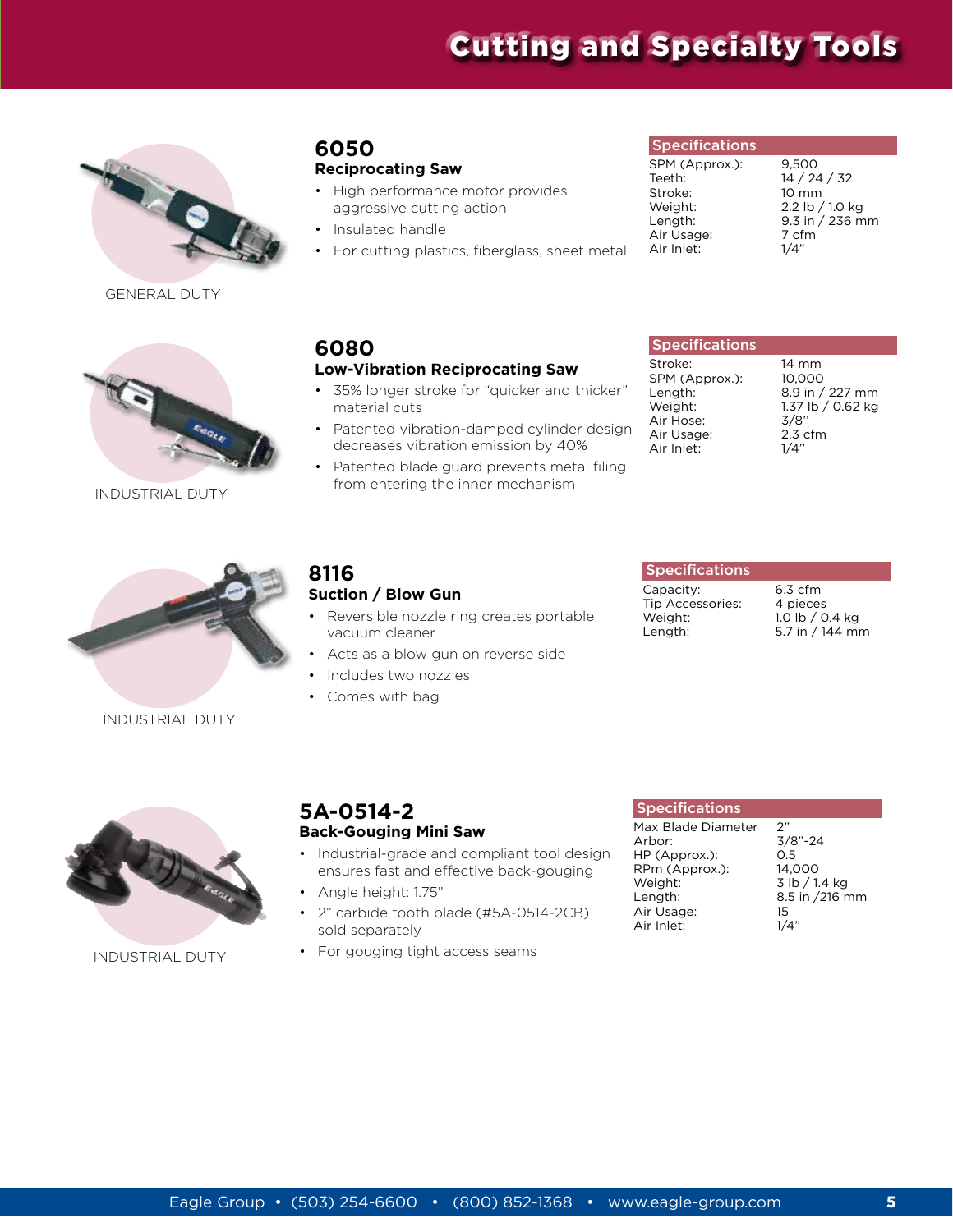# Cutting and Specialty Tools

GENERAL DUTY

## 6050

### Reciprocating Saw

- High performance motor provides aggressive cutting action
- Insulated handle
- For cutting plastics, fiberglass, sheet metal

| Specifications | |
|---|---|
| SPM (Approx.): | 9,500 |
| Teeth: | 14 / 24 / 32 |
| Stroke: | 10 mm |
| Weight: | 2.2 lb / 1.0 kg |
| Length: | 9.3 in / 236 mm |
| Air Usage: | 7 cfm |
| Air Inlet: | 1/4" |

INDUSTRIAL DUTY

## 6080

### Low-Vibration Reciprocating Saw

- 35% longer stroke for "quicker and thicker" material cuts
- Patented vibration-damped cylinder design decreases vibration emission by 40%
- Patented blade guard prevents metal filing from entering the inner mechanism

| Specifications | |
|---|---|
| Stroke: | 14 mm |
| SPM (Approx.): | 10,000 |
| Length: | 8.9 in / 227 mm |
| Weight: | 1.37 lb / 0.62 kg |
| Air Hose: | 3/8" |
| Air Usage: | 2.3 cfm |
| Air Inlet: | 1/4" |

INDUSTRIAL DUTY

## 8116

### Suction / Blow Gun

- Reversible nozzle ring creates portable vacuum cleaner
- Acts as a blow gun on reverse side
- Includes two nozzles
- Comes with bag

| Specifications | |
|---|---|
| Capacity: | 6.3 cfm |
| Tip Accessories: | 4 pieces |
| Weight: | 1.0 lb / 0.4 kg |
| Length: | 5.7 in / 144 mm |

INDUSTRIAL DUTY

## 5A-0514-2

### Back-Gouging Mini Saw

- Industrial-grade and compliant tool design ensures fast and effective back-gouging
- Angle height: 1.75"
- 2" carbide tooth blade (#5A-0514-2CB) sold separately
- For gouging tight access seams

| Specifications | |
|---|---|
| Max Blade Diameter | 2" |
| Arbor: | 3/8"-24 |
| HP (Approx.): | 0.5 |
| RPm (Approx.): | 14,000 |
| Weight: | 3 lb / 1.4 kg |
| Length: | 8.5 in /216 mm |
| Air Usage: | 15 |
| Air Inlet: | 1/4" |

Eagle Group • (503) 254-6600 • (800) 852-1368 • www.eagle-group.com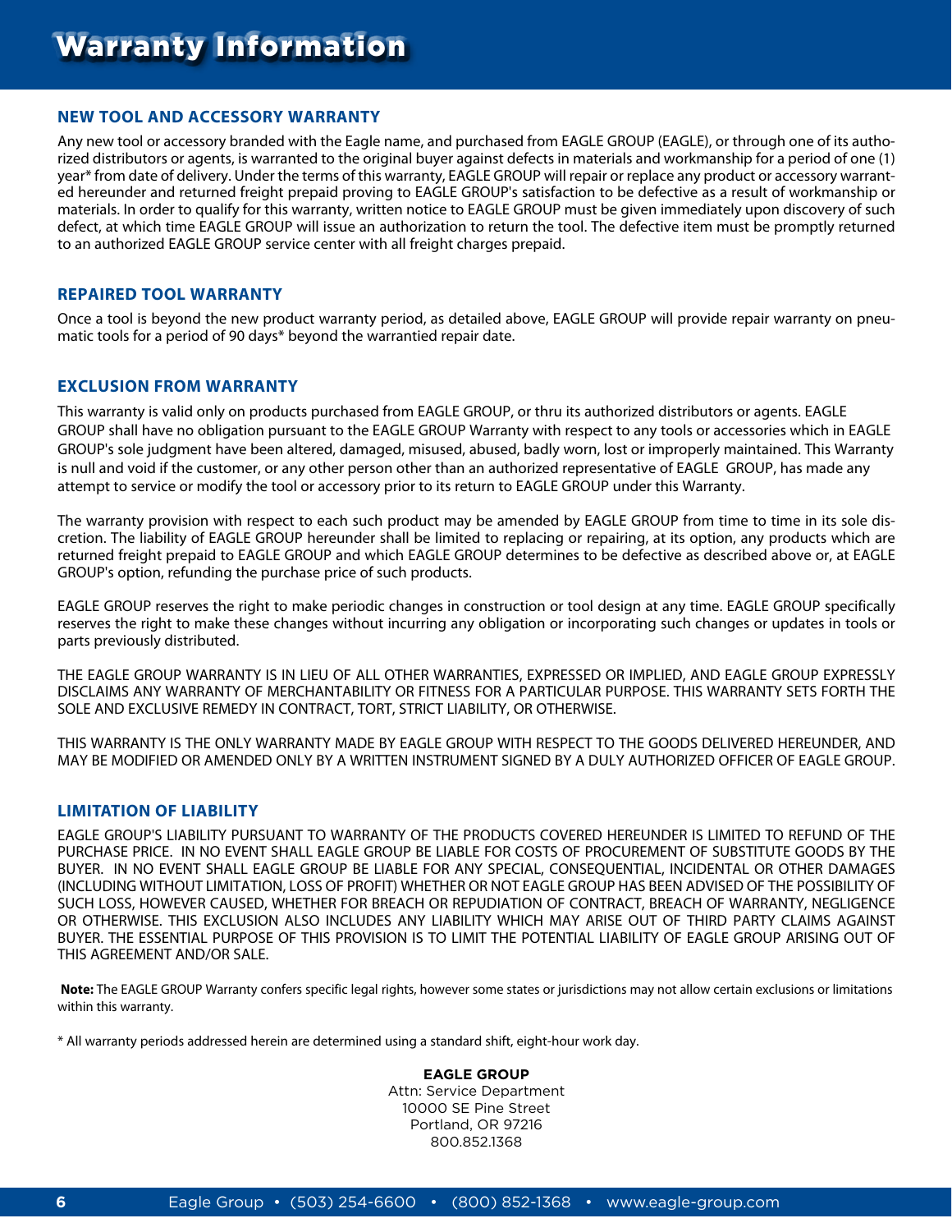# Warranty Information

## NEW TOOL AND ACCESSORY WARRANTY

Any new tool or accessory branded with the Eagle name, and purchased from EAGLE GROUP (EAGLE), or through one of its authorized distributors or agents, is warranted to the original buyer against defects in materials and workmanship for a period of one (1) year* from date of delivery. Under the terms of this warranty, EAGLE GROUP will repair or replace any product or accessory warranted hereunder and returned freight prepaid proving to EAGLE GROUP's satisfaction to be defective as a result of workmanship or materials. In order to qualify for this warranty, written notice to EAGLE GROUP must be given immediately upon discovery of such defect, at which time EAGLE GROUP will issue an authorization to return the tool. The defective item must be promptly returned to an authorized EAGLE GROUP service center with all freight charges prepaid.

## REPAIRED TOOL WARRANTY

Once a tool is beyond the new product warranty period, as detailed above, EAGLE GROUP will provide repair warranty on pneumatic tools for a period of 90 days* beyond the warrantied repair date.

## EXCLUSION FROM WARRANTY

This warranty is valid only on products purchased from EAGLE GROUP, or thru its authorized distributors or agents. EAGLE GROUP shall have no obligation pursuant to the EAGLE GROUP Warranty with respect to any tools or accessories which in EAGLE GROUP's sole judgment have been altered, damaged, misused, abused, badly worn, lost or improperly maintained. This Warranty is null and void if the customer, or any other person other than an authorized representative of EAGLE GROUP, has made any attempt to service or modify the tool or accessory prior to its return to EAGLE GROUP under this Warranty.

The warranty provision with respect to each such product may be amended by EAGLE GROUP from time to time in its sole discretion. The liability of EAGLE GROUP hereunder shall be limited to replacing or repairing, at its option, any products which are returned freight prepaid to EAGLE GROUP and which EAGLE GROUP determines to be defective as described above or, at EAGLE GROUP's option, refunding the purchase price of such products.

EAGLE GROUP reserves the right to make periodic changes in construction or tool design at any time. EAGLE GROUP specifically reserves the right to make these changes without incurring any obligation or incorporating such changes or updates in tools or parts previously distributed.

THE EAGLE GROUP WARRANTY IS IN LIEU OF ALL OTHER WARRANTIES, EXPRESSED OR IMPLIED, AND EAGLE GROUP EXPRESSLY DISCLAIMS ANY WARRANTY OF MERCHANTABILITY OR FITNESS FOR A PARTICULAR PURPOSE. THIS WARRANTY SETS FORTH THE SOLE AND EXCLUSIVE REMEDY IN CONTRACT, TORT, STRICT LIABILITY, OR OTHERWISE.

THIS WARRANTY IS THE ONLY WARRANTY MADE BY EAGLE GROUP WITH RESPECT TO THE GOODS DELIVERED HEREUNDER, AND MAY BE MODIFIED OR AMENDED ONLY BY A WRITTEN INSTRUMENT SIGNED BY A DULY AUTHORIZED OFFICER OF EAGLE GROUP.

## LIMITATION OF LIABILITY

EAGLE GROUP'S LIABILITY PURSUANT TO WARRANTY OF THE PRODUCTS COVERED HEREUNDER IS LIMITED TO REFUND OF THE PURCHASE PRICE. IN NO EVENT SHALL EAGLE GROUP BE LIABLE FOR COSTS OF PROCUREMENT OF SUBSTITUTE GOODS BY THE BUYER. IN NO EVENT SHALL EAGLE GROUP BE LIABLE FOR ANY SPECIAL, CONSEQUENTIAL, INCIDENTAL OR OTHER DAMAGES (INCLUDING WITHOUT LIMITATION, LOSS OF PROFIT) WHETHER OR NOT EAGLE GROUP HAS BEEN ADVISED OF THE POSSIBILITY OF SUCH LOSS, HOWEVER CAUSED, WHETHER FOR BREACH OR REPUDIATION OF CONTRACT, BREACH OF WARRANTY, NEGLIGENCE OR OTHERWISE. THIS EXCLUSION ALSO INCLUDES ANY LIABILITY WHICH MAY ARISE OUT OF THIRD PARTY CLAIMS AGAINST BUYER. THE ESSENTIAL PURPOSE OF THIS PROVISION IS TO LIMIT THE POTENTIAL LIABILITY OF EAGLE GROUP ARISING OUT OF THIS AGREEMENT AND/OR SALE.

**Note:** The EAGLE GROUP Warranty confers specific legal rights, however some states or jurisdictions may not allow certain exclusions or limitations within this warranty.

* All warranty periods addressed herein are determined using a standard shift, eight-hour work day.

**EAGLE GROUP**
Attn: Service Department
10000 SE Pine Street
Portland, OR 97216
800.852.1368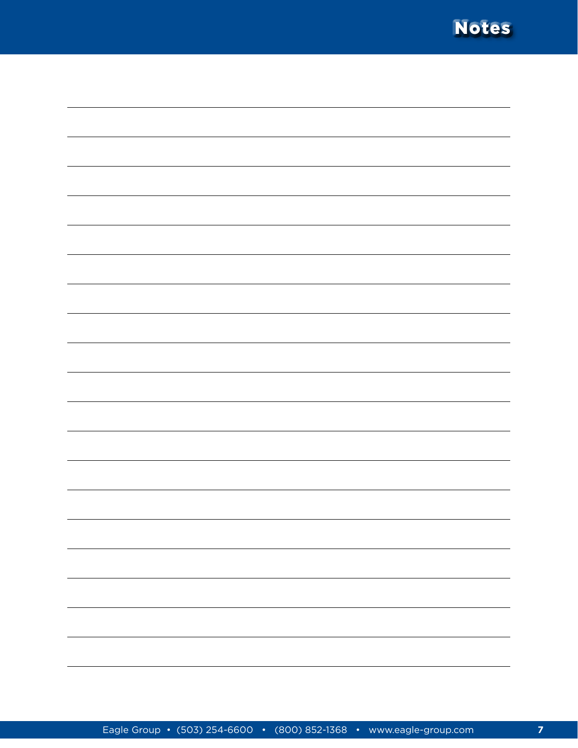# Notes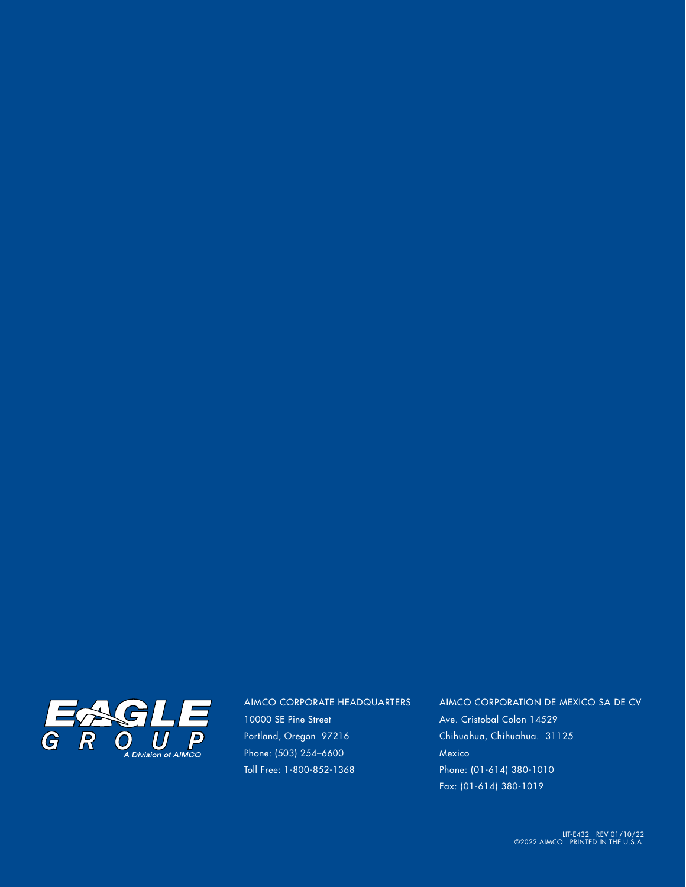EAGLE GROUP

A Division of AIMCO

AIMCO CORPORATE HEADQUARTERS

10000 SE Pine Street

Portland, Oregon 97216

Phone: (503) 254–6600

Toll Free: 1-800-852-1368

AIMCO CORPORATION DE MEXICO SA DE CV

Ave. Cristobal Colon 14529

Chihuahua, Chihuahua. 31125

Mexico

Phone: (01-614) 380-1010

Fax: (01-614) 380-1019

LIT-E432 REV 01/10/22

©2022 AIMCO PRINTED IN THE U.S.A.